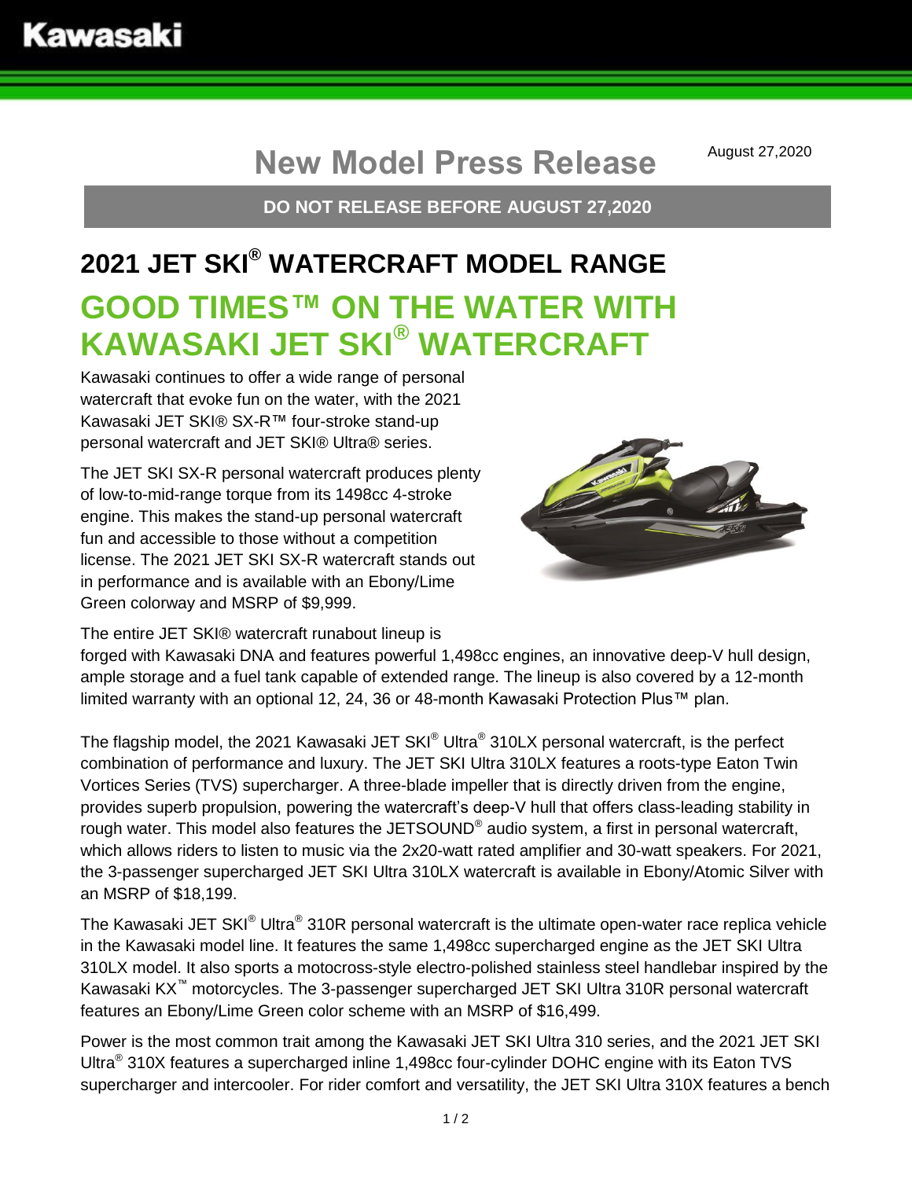# New Model Press Release

August 27,2020

**DO NOT RELEASE BEFORE AUGUST 27,2020**

## 2021 JET SKI® WATERCRAFT MODEL RANGE

## GOOD TIMES™ ON THE WATER WITH KAWASAKI JET SKI® WATERCRAFT

Kawasaki continues to offer a wide range of personal watercraft that evoke fun on the water, with the 2021 Kawasaki JET SKI® SX-R™ four-stroke stand-up personal watercraft and JET SKI® Ultra® series.

The JET SKI SX-R personal watercraft produces plenty of low-to-mid-range torque from its 1498cc 4-stroke engine. This makes the stand-up personal watercraft fun and accessible to those without a competition license. The 2021 JET SKI SX-R watercraft stands out in performance and is available with an Ebony/Lime Green colorway and MSRP of $9,999.

The entire JET SKI® watercraft runabout lineup is forged with Kawasaki DNA and features powerful 1,498cc engines, an innovative deep-V hull design, ample storage and a fuel tank capable of extended range. The lineup is also covered by a 12-month limited warranty with an optional 12, 24, 36 or 48-month Kawasaki Protection Plus™ plan.

The flagship model, the 2021 Kawasaki JET SKI® Ultra® 310LX personal watercraft, is the perfect combination of performance and luxury. The JET SKI Ultra 310LX features a roots-type Eaton Twin Vortices Series (TVS) supercharger. A three-blade impeller that is directly driven from the engine, provides superb propulsion, powering the watercraft's deep-V hull that offers class-leading stability in rough water. This model also features the JETSOUND® audio system, a first in personal watercraft, which allows riders to listen to music via the 2x20-watt rated amplifier and 30-watt speakers. For 2021, the 3-passenger supercharged JET SKI Ultra 310LX watercraft is available in Ebony/Atomic Silver with an MSRP of $18,199.

The Kawasaki JET SKI® Ultra® 310R personal watercraft is the ultimate open-water race replica vehicle in the Kawasaki model line. It features the same 1,498cc supercharged engine as the JET SKI Ultra 310LX model. It also sports a motocross-style electro-polished stainless steel handlebar inspired by the Kawasaki KX™ motorcycles. The 3-passenger supercharged JET SKI Ultra 310R personal watercraft features an Ebony/Lime Green color scheme with an MSRP of $16,499.

Power is the most common trait among the Kawasaki JET SKI Ultra 310 series, and the 2021 JET SKI Ultra® 310X features a supercharged inline 1,498cc four-cylinder DOHC engine with its Eaton TVS supercharger and intercooler. For rider comfort and versatility, the JET SKI Ultra 310X features a bench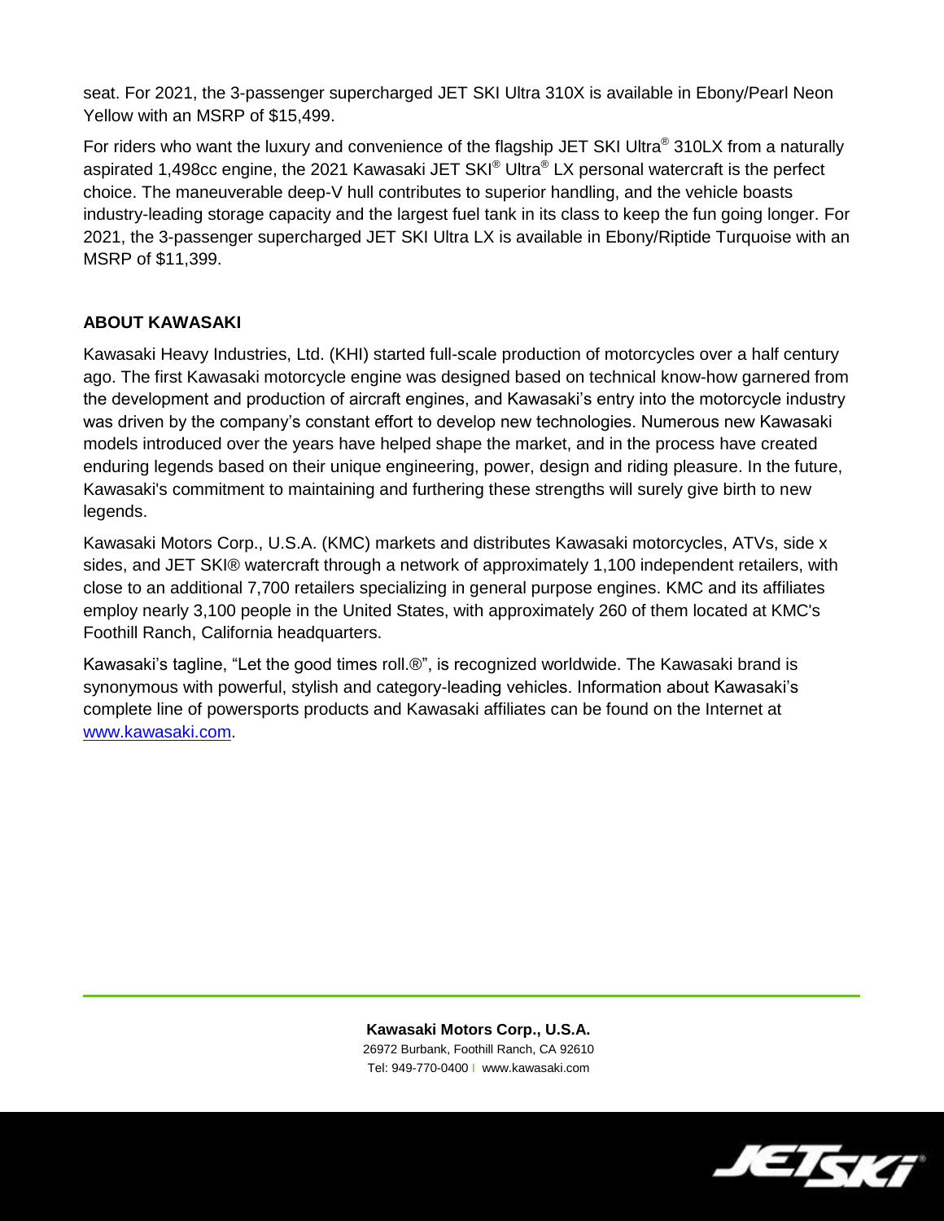seat. For 2021, the 3-passenger supercharged JET SKI Ultra 310X is available in Ebony/Pearl Neon Yellow with an MSRP of $15,499.

For riders who want the luxury and convenience of the flagship JET SKI Ultra® 310LX from a naturally aspirated 1,498cc engine, the 2021 Kawasaki JET SKI® Ultra® LX personal watercraft is the perfect choice. The maneuverable deep-V hull contributes to superior handling, and the vehicle boasts industry-leading storage capacity and the largest fuel tank in its class to keep the fun going longer. For 2021, the 3-passenger supercharged JET SKI Ultra LX is available in Ebony/Riptide Turquoise with an MSRP of $11,399.

**ABOUT KAWASAKI**

Kawasaki Heavy Industries, Ltd. (KHI) started full-scale production of motorcycles over a half century ago. The first Kawasaki motorcycle engine was designed based on technical know-how garnered from the development and production of aircraft engines, and Kawasaki's entry into the motorcycle industry was driven by the company's constant effort to develop new technologies. Numerous new Kawasaki models introduced over the years have helped shape the market, and in the process have created enduring legends based on their unique engineering, power, design and riding pleasure. In the future, Kawasaki's commitment to maintaining and furthering these strengths will surely give birth to new legends.

Kawasaki Motors Corp., U.S.A. (KMC) markets and distributes Kawasaki motorcycles, ATVs, side x sides, and JET SKI® watercraft through a network of approximately 1,100 independent retailers, with close to an additional 7,700 retailers specializing in general purpose engines. KMC and its affiliates employ nearly 3,100 people in the United States, with approximately 260 of them located at KMC's Foothill Ranch, California headquarters.

Kawasaki's tagline, "Let the good times roll.®", is recognized worldwide. The Kawasaki brand is synonymous with powerful, stylish and category-leading vehicles. Information about Kawasaki's complete line of powersports products and Kawasaki affiliates can be found on the Internet at www.kawasaki.com.

**Kawasaki Motors Corp., U.S.A.**
26972 Burbank, Foothill Ranch, CA 92610
Tel: 949-770-0400 | www.kawasaki.com